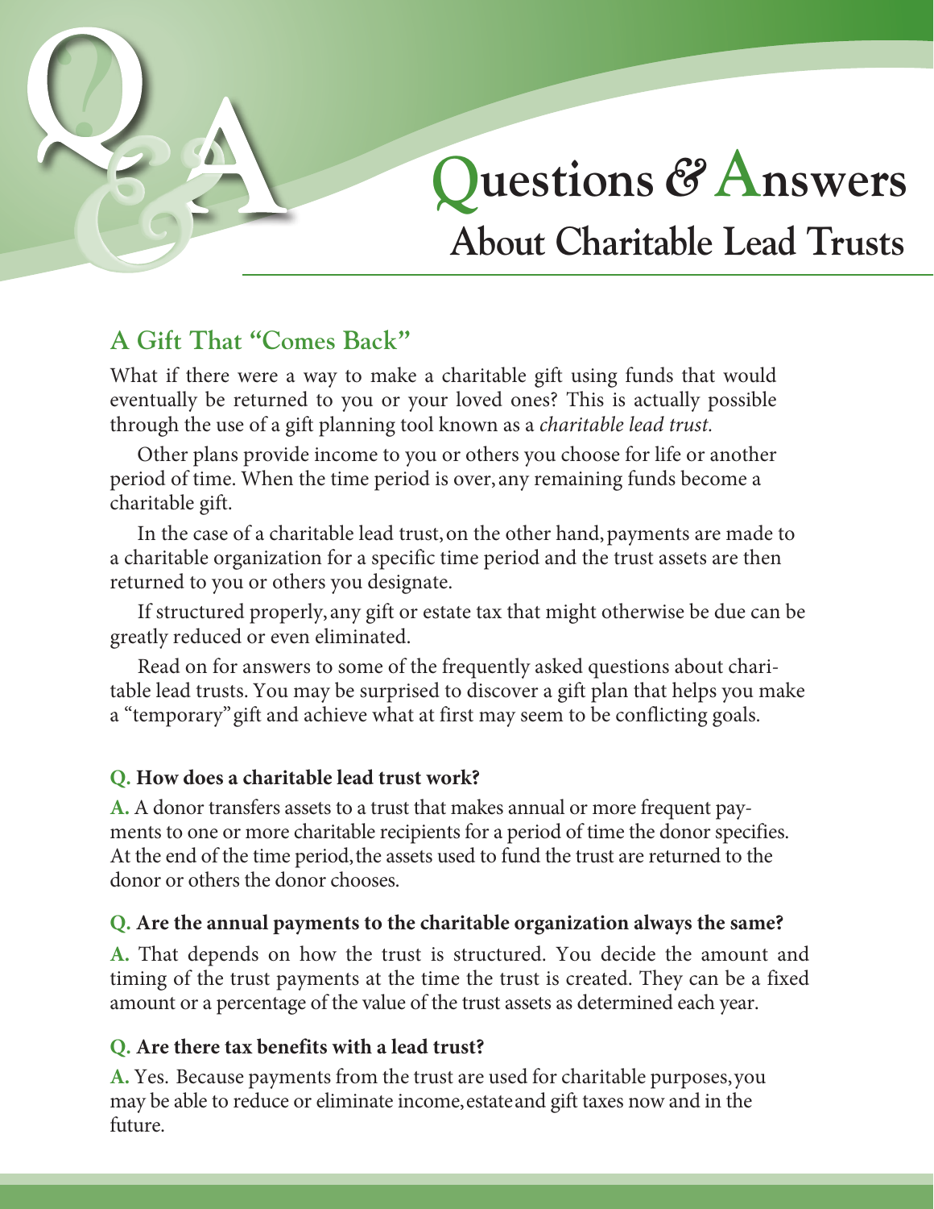# Questions & Answers

## About Charitable Lead Trusts

### A Gift That "Comes Back"

What if there were a way to make a charitable gift using funds that would eventually be returned to you or your loved ones? This is actually possible through the use of a gift planning tool known as a *charitable lead trust.*

Other plans provide income to you or others you choose for life or another period of time. When the time period is over, any remaining funds become a charitable gift.

In the case of a charitable lead trust, on the other hand, payments are made to a charitable organization for a specific time period and the trust assets are then returned to you or others you designate.

If structured properly, any gift or estate tax that might otherwise be due can be greatly reduced or even eliminated.

Read on for answers to some of the frequently asked questions about charitable lead trusts. You may be surprised to discover a gift plan that helps you make a "temporary" gift and achieve what at first may seem to be conflicting goals.

**Q. How does a charitable lead trust work?**

**A.** A donor transfers assets to a trust that makes annual or more frequent payments to one or more charitable recipients for a period of time the donor specifies. At the end of the time period, the assets used to fund the trust are returned to the donor or others the donor chooses.

**Q. Are the annual payments to the charitable organization always the same?**

**A.** That depends on how the trust is structured. You decide the amount and timing of the trust payments at the time the trust is created. They can be a fixed amount or a percentage of the value of the trust assets as determined each year.

**Q. Are there tax benefits with a lead trust?**

**A.** Yes. Because payments from the trust are used for charitable purposes, you may be able to reduce or eliminate income, estate and gift taxes now and in the future.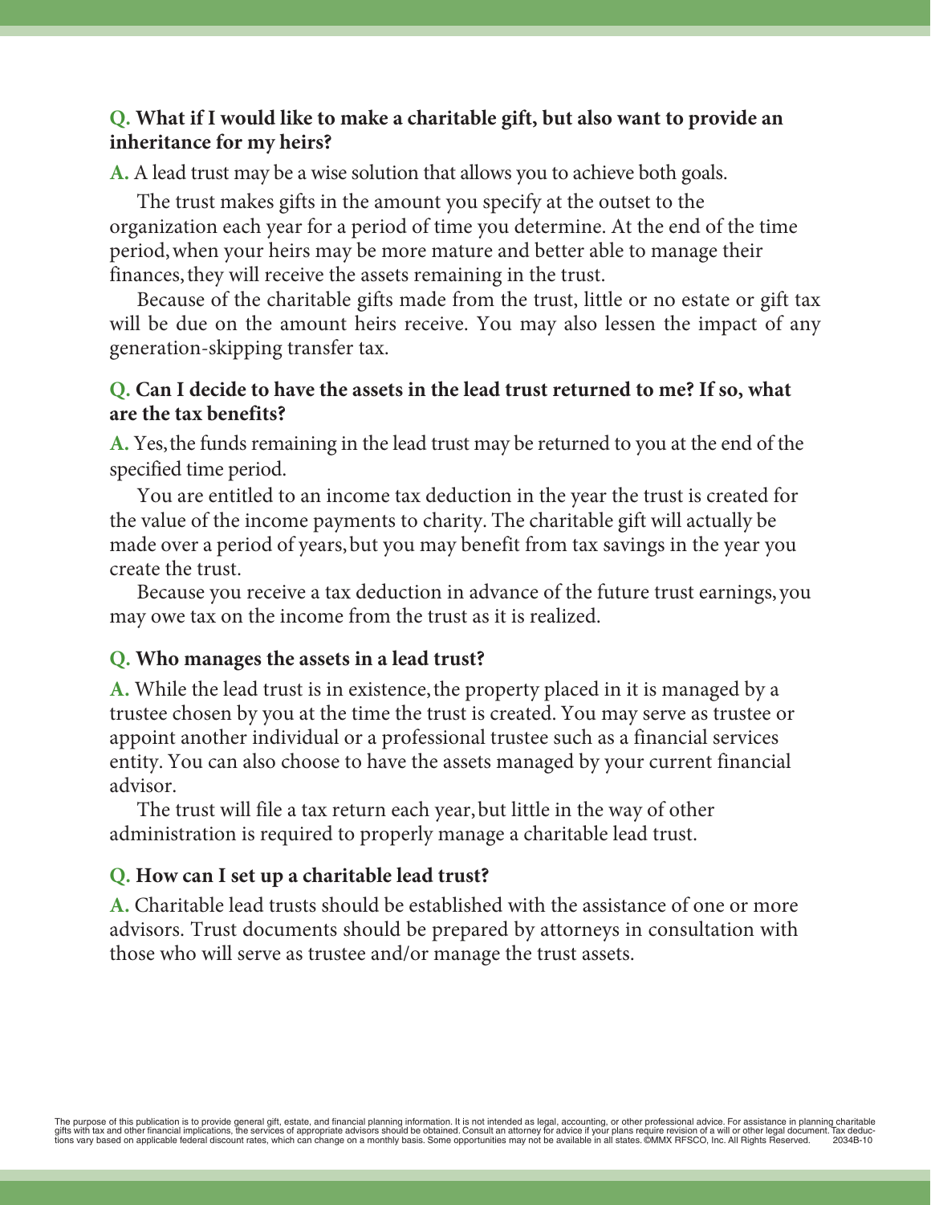**Q. What if I would like to make a charitable gift, but also want to provide an inheritance for my heirs?**

**A.** A lead trust may be a wise solution that allows you to achieve both goals.

The trust makes gifts in the amount you specify at the outset to the organization each year for a period of time you determine. At the end of the time period, when your heirs may be more mature and better able to manage their finances, they will receive the assets remaining in the trust.

Because of the charitable gifts made from the trust, little or no estate or gift tax will be due on the amount heirs receive. You may also lessen the impact of any generation-skipping transfer tax.

**Q. Can I decide to have the assets in the lead trust returned to me? If so, what are the tax benefits?**

**A.** Yes, the funds remaining in the lead trust may be returned to you at the end of the specified time period.

You are entitled to an income tax deduction in the year the trust is created for the value of the income payments to charity. The charitable gift will actually be made over a period of years, but you may benefit from tax savings in the year you create the trust.

Because you receive a tax deduction in advance of the future trust earnings, you may owe tax on the income from the trust as it is realized.

**Q. Who manages the assets in a lead trust?**

**A.** While the lead trust is in existence, the property placed in it is managed by a trustee chosen by you at the time the trust is created. You may serve as trustee or appoint another individual or a professional trustee such as a financial services entity. You can also choose to have the assets managed by your current financial advisor.

The trust will file a tax return each year, but little in the way of other administration is required to properly manage a charitable lead trust.

**Q. How can I set up a charitable lead trust?**

**A.** Charitable lead trusts should be established with the assistance of one or more advisors. Trust documents should be prepared by attorneys in consultation with those who will serve as trustee and/or manage the trust assets.

The purpose of this publication is to provide general gift, estate, and financial planning information. It is not intended as legal, accounting, or other professional advice. For assistance in planning charitable gifts with tax and other financial implications, the services of appropriate advisors should be obtained. Consult an attorney for advice if your plans require revision of a will or other legal document. Tax deductions vary based on applicable federal discount rates, which can change on a monthly basis. Some opportunities may not be available in all states. ©MMX RFSCO, Inc. All Rights Reserved. 2034B-10